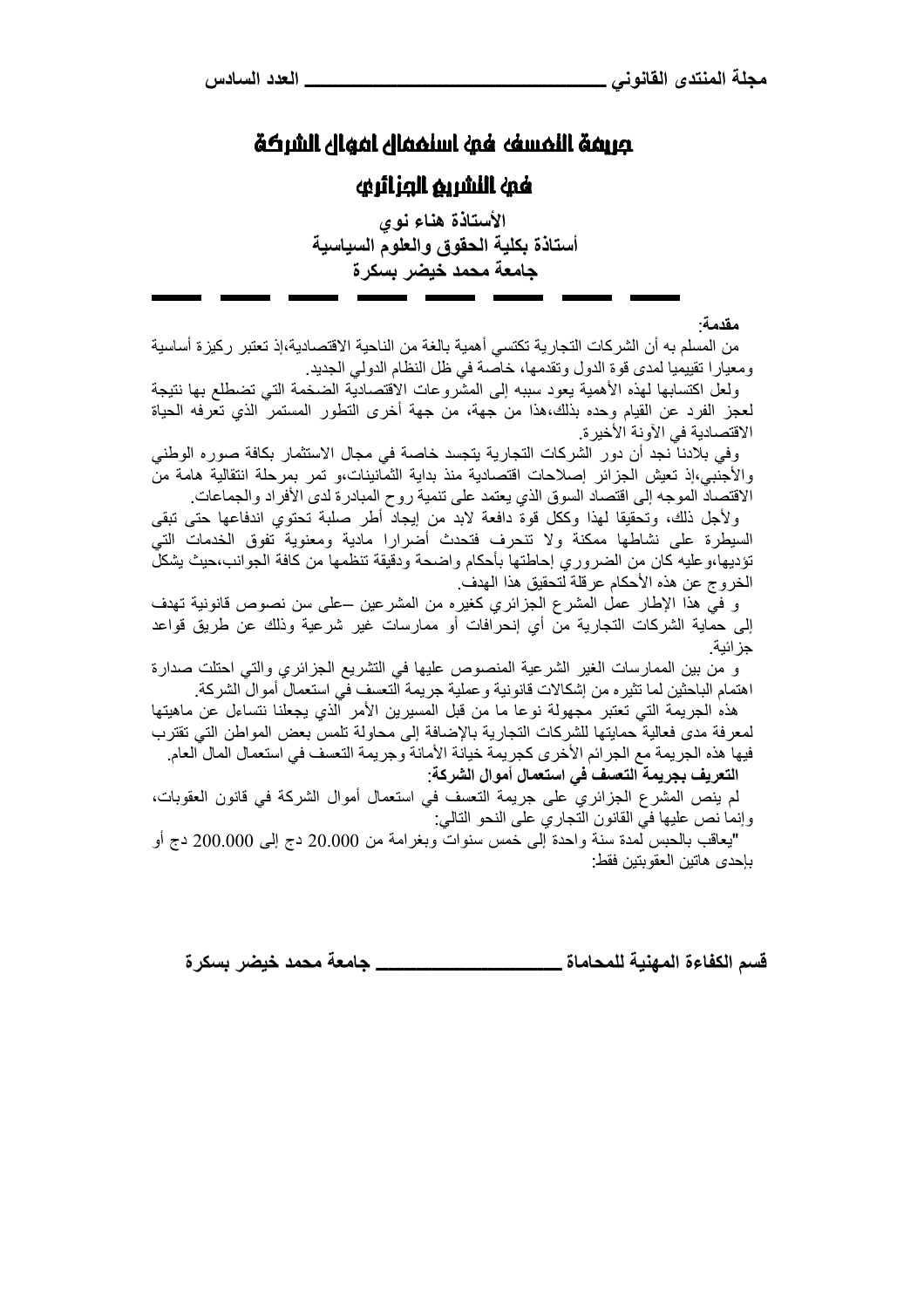# جريمة التعسف في استعمال اموال الشركة

# في التشريع الجزائري

**الأستاذة هناء نوي**
**أستاذة بكلية الحقوق والعلوم السياسية**
**جامعة محمد خيضر بسكرة**

**مقدمة:**

من المسلم به أن الشركات التجارية تكتسي أهمية بالغة من الناحية الاقتصادية،إذ تعتبر ركيزة أساسية ومعيارا تقييميا لمدى قوة الدول وتقدمها، خاصة في ظل النظام الدولي الجديد.

ولعل اكتسابها لهذه الأهمية يعود سببه إلى المشروعات الاقتصادية الضخمة التي تضطلع بها نتيجة لعجز الفرد عن القيام وحده بذلك،هذا من جهة، من جهة أخرى التطور المستمر الذي تعرفه الحياة الاقتصادية في الآونة الأخيرة.

وفي بلادنا نجد أن دور الشركات التجارية يتجسد خاصة في مجال الاستثمار بكافة صوره الوطني والأجنبي،إذ تعيش الجزائر إصلاحات اقتصادية منذ بداية الثمانينات،و تمر بمرحلة انتقالية هامة من الاقتصاد الموجه إلى اقتصاد السوق الذي يعتمد على تنمية روح المبادرة لدى الأفراد والجماعات.

ولأجل ذلك، وتحقيقا لهذا وككل قوة دافعة لابد من إيجاد أطر صلبة تحتوي اندفاعها حتى تبقى السيطرة على نشاطها ممكنة ولا تنحرف فتحدث أضرارا مادية ومعنوية تفوق الخدمات التي تؤديها،وعليه كان من الضروري إحاطتها بأحكام واضحة ودقيقة تنظمها من كافة الجوانب،حيث يشكل الخروج عن هذه الأحكام عرقلة لتحقيق هذا الهدف.

و في هذا الإطار عمل المشرع الجزائري كغيره من المشرعين –على سن نصوص قانونية تهدف إلى حماية الشركات التجارية من أي إنحرافات أو ممارسات غير شرعية وذلك عن طريق قواعد جزائية.

و من بين الممارسات الغير الشرعية المنصوص عليها في التشريع الجزائري والتي احتلت صدارة اهتمام الباحثين لما تثيره من إشكالات قانونية وعملية جريمة التعسف في استعمال أموال الشركة.

هذه الجريمة التي تعتبر مجهولة نوعا ما من قبل المسيرين الأمر الذي يجعلنا نتساءل عن ماهيتها لمعرفة مدى فعالية حمايتها للشركات التجارية بالإضافة إلى محاولة تلمس بعض المواطن التي تقترب فيها هذه الجريمة مع الجرائم الأخرى كجريمة خيانة الأمانة وجريمة التعسف في استعمال المال العام.

**التعريف بجريمة التعسف في استعمال أموال الشركة:**

لم ينص المشرع الجزائري على جريمة التعسف في استعمال أموال الشركة في قانون العقوبات، وإنما نص عليها في القانون التجاري على النحو التالي:

"يعاقب بالحبس لمدة سنة واحدة إلى خمس سنوات وبغرامة من 20.000 دج إلى 200.000 دج أو بإحدى هاتين العقوبتين فقط: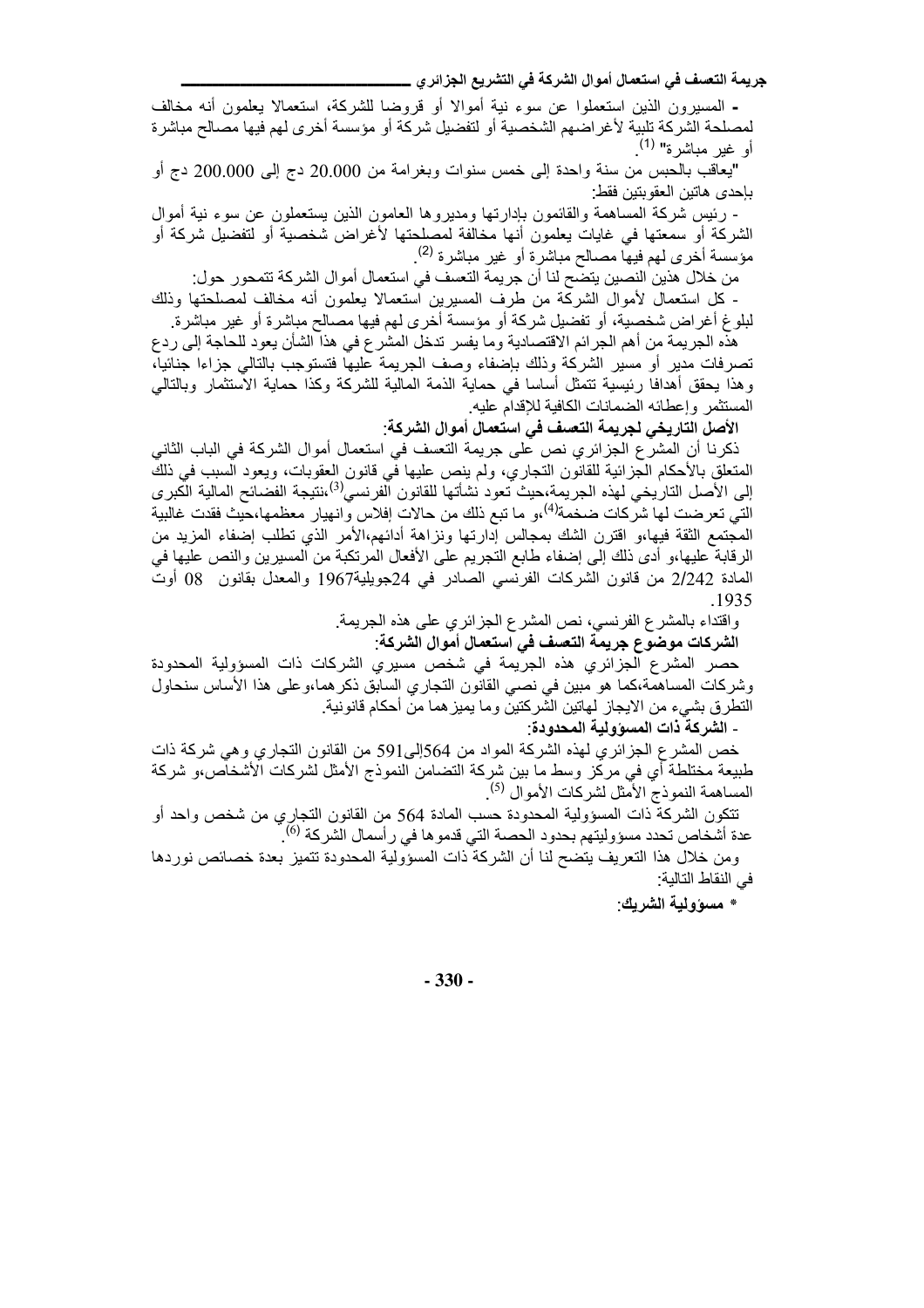- المسيرون الذين استعملوا عن سوء نية أموالا أو قروضا للشركة، استعمالا يعلمون أنه مخالف لمصلحة الشركة تلبية لأغراضهم الشخصية أو لتفضيل شركة أو مؤسسة أخرى لهم فيها مصالح مباشرة أو غير مباشرة" [1].

"يعاقب بالحبس من سنة واحدة إلى خمس سنوات وبغرامة من 20.000 دج إلى 200.000 دج أو بإحدى هاتين العقوبتين فقط:

- رئيس شركة المساهمة والقائمون بإدارتها ومديروها العامون الذين يستعملون عن سوء نية أموال الشركة أو سمعتها في غايات يعلمون أنها مخالفة لمصلحتها لأغراض شخصية أو لتفضيل شركة أو مؤسسة أخرى لهم فيها مصالح مباشرة أو غير مباشرة [2].

من خلال هذين النصين يتضح لنا أن جريمة التعسف في استعمال أموال الشركة تتمحور حول:

- كل استعمال لأموال الشركة من طرف المسيرين استعمالا يعلمون أنه مخالف لمصلحتها وذلك لبلوغ أغراض شخصية، أو تفضيل شركة أو مؤسسة أخرى لهم فيها مصالح مباشرة أو غير مباشرة.

هذه الجريمة من أهم الجرائم الاقتصادية وما يفسر تدخل المشرع في هذا الشأن يعود للحاجة إلى ردع تصرفات مدير أو مسير الشركة وذلك بإضفاء وصف الجريمة عليها فتستوجب بالتالي جزاءا جنائيا، وهذا يحقق أهدافا رئيسية تتمثل أساسا في حماية الذمة المالية للشركة وكذا حماية الاستثمار وبالتالي المستثمر وإعطائه الضمانات الكافية للإقدام عليه.

**الأصل التاريخي لجريمة التعسف في استعمال أموال الشركة:**

ذكرنا أن المشرع الجزائري نص على جريمة التعسف في استعمال أموال الشركة في الباب الثاني المتعلق بالأحكام الجزائية للقانون التجاري، ولم ينص عليها في قانون العقوبات، ويعود السبب في ذلك إلى الأصل التاريخي لهذه الجريمة،حيث تعود نشأتها للقانون الفرنسي[3]،نتيجة الفضائح المالية الكبرى التي تعرضت لها شركات ضخمة[4]،و ما تبع ذلك من حالات إفلاس وانهيار معظمها،حيث فقدت غالبية المجتمع الثقة فيها،و اقترن الشك بمجالس إدارتها ونزاهة أدائهم،الأمر الذي تطلب إضفاء المزيد من الرقابة عليها،و أدى ذلك إلى إضفاء طابع التجريم على الأفعال المرتكبة من المسيرين والنص عليها في المادة 2/242 من قانون الشركات الفرنسي الصادر في 24جويلية1967 والمعدل بقانون 08 أوت 1935.

واقتداء بالمشرع الفرنسي، نص المشرع الجزائري على هذه الجريمة.

**الشركات موضوع جريمة التعسف في استعمال أموال الشركة:**

حصر المشرع الجزائري هذه الجريمة في شخص مسيري الشركات ذات المسؤولية المحدودة وشركات المساهمة،كما هو مبين في نصي القانون التجاري السابق ذكرهما،وعلى هذا الأساس سنحاول التطرق بشيء من الايجاز لهاتين الشركتين وما يميزهما من أحكام قانونية.

**- الشركة ذات المسؤولية المحدودة:**

خص المشرع الجزائري لهذه الشركة المواد من 564إلى591 من القانون التجاري وهي شركة ذات طبيعة مختلطة أي في مركز وسط ما بين شركة التضامن النموذج الأمثل لشركات الأشخاص،و شركة المساهمة النموذج الأمثل لشركات الأموال [5].

تتكون الشركة ذات المسؤولية المحدودة حسب المادة 564 من القانون التجاري من شخص واحد أو عدة أشخاص تحدد مسؤوليتهم بحدود الحصة التي قدموها في رأسمال الشركة [6].

ومن خلال هذا التعريف يتضح لنا أن الشركة ذات المسؤولية المحدودة تتميز بعدة خصائص نوردها في النقاط التالية:

**\* مسؤولية الشريك:**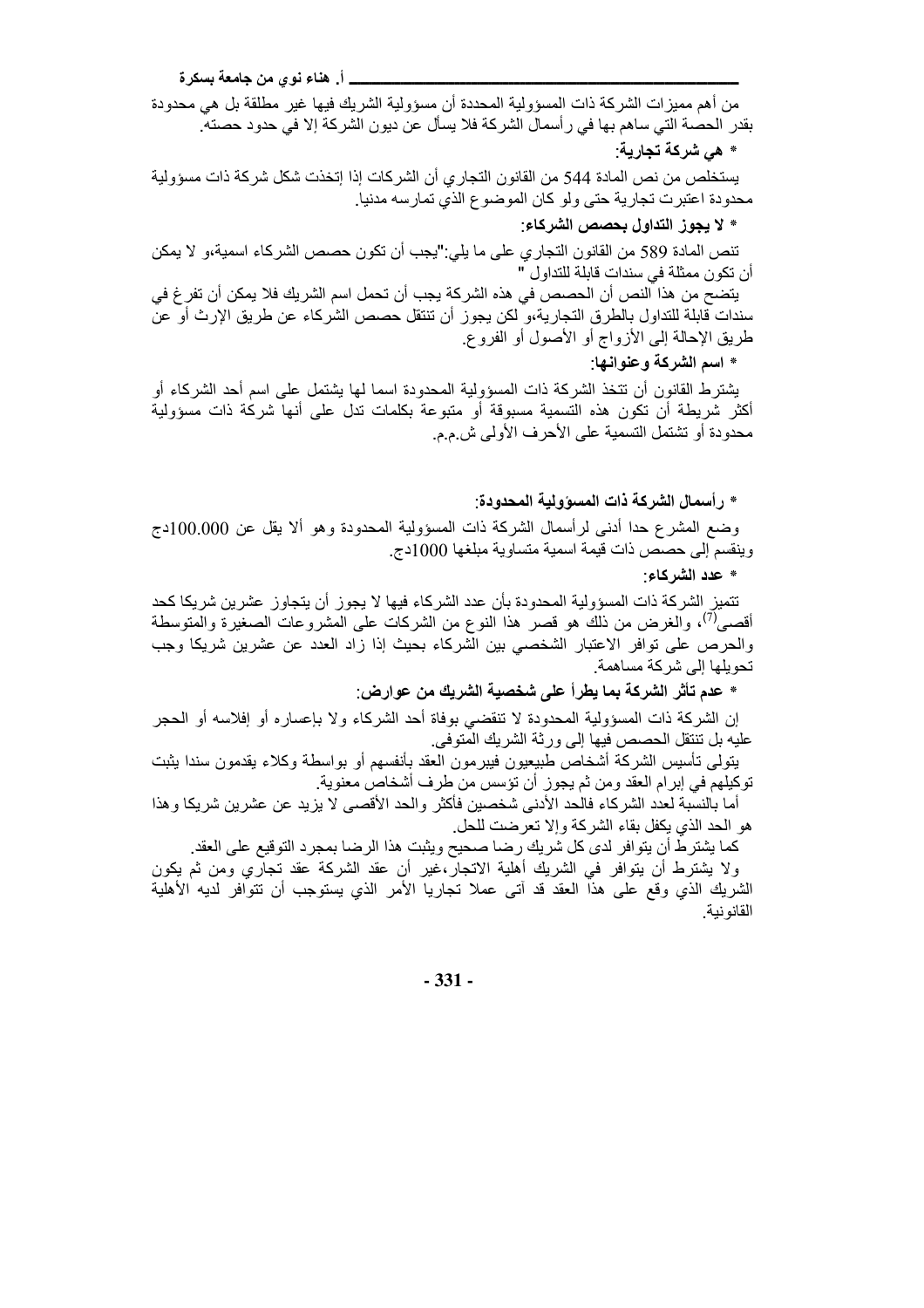من أهم مميزات الشركة ذات المسؤولية المحددة أن مسؤولية الشريك فيها غير مطلقة بل هي محدودة بقدر الحصة التي ساهم بها في رأسمال الشركة فلا يسأل عن ديون الشركة إلا في حدود حصته.

**\* هي شركة تجارية:**

يستخلص من نص المادة 544 من القانون التجاري أن الشركات إذا إتخذت شكل شركة ذات مسؤولية محدودة اعتبرت تجارية حتى ولو كان الموضوع الذي تمارسه مدنيا.

**\* لا يجوز التداول بحصص الشركاء:**

تنص المادة 589 من القانون التجاري على ما يلي:"يجب أن تكون حصص الشركاء اسمية،و لا يمكن أن تكون ممثلة في سندات قابلة للتداول "

يتضح من هذا النص أن الحصص في هذه الشركة يجب أن تحمل اسم الشريك فلا يمكن أن تفرغ في سندات قابلة للتداول بالطرق التجارية،و لكن يجوز أن تنتقل حصص الشركاء عن طريق الإرث أو عن طريق الإحالة إلى الأزواج أو الأصول أو الفروع.

**\* اسم الشركة وعنوانها:**

يشترط القانون أن تتخذ الشركة ذات المسؤولية المحدودة اسما لها يشتمل على اسم أحد الشركاء أو أكثر شريطة أن تكون هذه التسمية مسبوقة أو متبوعة بكلمات تدل على أنها شركة ذات مسؤولية محدودة أو تشتمل التسمية على الأحرف الأولى ش.م.م.

**\* رأسمال الشركة ذات المسؤولية المحدودة:**

وضع المشرع حدا أدنى لرأسمال الشركة ذات المسؤولية المحدودة وهو ألا يقل عن 100.000دج وينقسم إلى حصص ذات قيمة اسمية متساوية مبلغها 1000دج.

**\* عدد الشركاء:**

تتميز الشركة ذات المسؤولية المحدودة بأن عدد الشركاء فيها لا يجوز أن يتجاوز عشرين شريكا كحد أقصى[7]، والغرض من ذلك هو قصر هذا النوع من الشركات على المشروعات الصغيرة والمتوسطة والحرص على توافر الاعتبار الشخصي بين الشركاء بحيث إذا زاد العدد عن عشرين شريكا وجب تحويلها إلى شركة مساهمة.

**\* عدم تأثر الشركة بما يطرأ على شخصية الشريك من عوارض:**

إن الشركة ذات المسؤولية المحدودة لا تنقضي بوفاة أحد الشركاء ولا بإعساره أو إفلاسه أو الحجر عليه بل تنتقل الحصص فيها إلى ورثة الشريك المتوفى.

يتولى تأسيس الشركة أشخاص طبيعيون فيبرمون العقد بأنفسهم أو بواسطة وكلاء يقدمون سندا يثبت توكيلهم في إبرام العقد ومن ثم يجوز أن تؤسس من طرف أشخاص معنوية.

أما بالنسبة لعدد الشركاء فالحد الأدنى شخصين فأكثر والحد الأقصى لا يزيد عن عشرين شريكا وهذا هو الحد الذي يكفل بقاء الشركة وإلا تعرضت للحل.

كما يشترط أن يتوافر لدى كل شريك رضا صحيح ويثبت هذا الرضا بمجرد التوقيع على العقد.

ولا يشترط أن يتوافر في الشريك أهلية الاتجار،غير أن عقد الشركة عقد تجاري ومن ثم يكون الشريك الذي وقع على هذا العقد قد أتى عملا تجاريا الأمر الذي يستوجب أن تتوافر لديه الأهلية القانونية.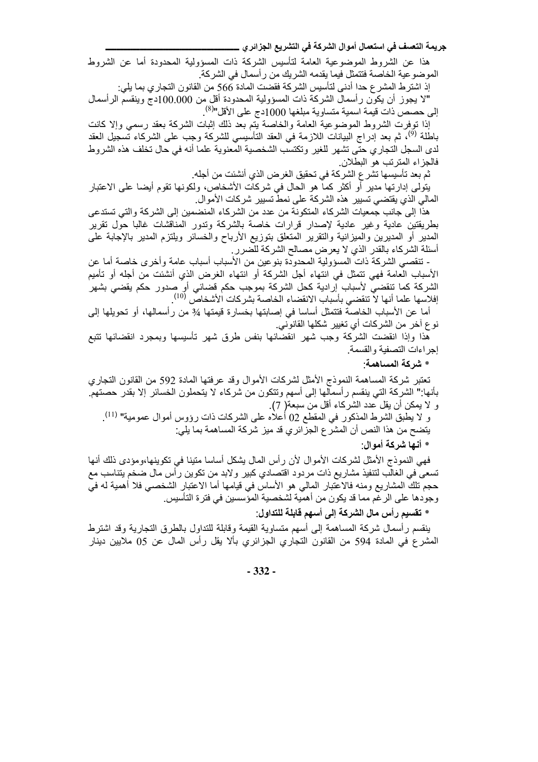هذا عن الشروط الموضوعية العامة لتأسيس الشركة ذات المسؤولية المحدودة أما عن الشروط الموضوعية الخاصة فتتمثل فيما يقدمه الشريك من رأسمال في الشركة.

إذ اشترط المشرع حدا أدنى لتأسيس الشركة فقضت المادة 566 من القانون التجاري بما يلي:

"لا يجوز أن يكون رأسمال الشركة ذات المسؤولية المحدودة أقل من 100.000دج وينقسم الرأسمال إلى حصص ذات قيمة اسمية متساوية مبلغها 1000دج على الأقل"[8].

إذا توفرت الشروط الموضوعية العامة والخاصة يتم بعد ذلك إثبات الشركة بعقد رسمي وإلا كانت باطلة [9]، ثم بعد إدراج البيانات اللازمة في العقد التأسيسي للشركة وجب على الشركاء تسجيل العقد لدى السجل التجاري حتى تشهر للغير وتكتسب الشخصية المعنوية علما أنه في حال تخلف هذه الشروط فالجزاء المترتب هو البطلان.

ثم بعد تأسيسها تشرع الشركة في تحقيق الغرض الذي أنشئت من أجله.

يتولى إدارتها مدير أو أكثر كما هو الحال في شركات الأشخاص، ولكونها تقوم أيضا على الاعتبار المالي الذي يقتضي تسيير هذه الشركة على نمط تسيير شركات الأموال.

هذا إلى جانب جمعيات الشركاء المتكونة من عدد من الشركاء المنضمين إلى الشركة والتي تستدعى بطريقتين عادية وغير عادية لإصدار قرارات خاصة بالشركة وتدور المناقشات غالبا حول تقرير المدير أو المديرين والميزانية والتقرير المتعلق بتوزيع الأرباح والخسائر ويلتزم المدير بالإجابة على أسئلة الشركاء بالقدر الذي لا يعرض مصالح الشركة للضرر.

- تنقضي الشركة ذات المسؤولية المحدودة بنوعين من الأسباب أسباب عامة وأخرى خاصة أما عن الأسباب العامة فهي تتمثل في انتهاء أجل الشركة أو انتهاء الغرض الذي أنشئت من أجله أو تأميم الشركة كما تنقضي لأسباب إرادية كحل الشركة بموجب حكم قضائي أو صدور حكم قضائي بشهر إفلاسها علما أنها لا تنقضي بأسباب الانقضاء الخاصة بشركات الأشخاص [10].

أما عن الأسباب الخاصة فتتمثل أساسا في إصابتها بخسارة قيمتها ¾ من رأسمالها، أو تحويلها إلى نوع آخر من الشركات أي تغيير شكلها القانوني.

هذا وإذا انقضت الشركة وجب شهر انقضائها بنفس طرق شهر تأسيسها وبمجرد انقضائها تتبع إجراءات التصفية والقسمة.

**\* شركة المساهمة:**

تعتبر شركة المساهمة النموذج الأمثل لشركات الأموال وقد عرفتها المادة 592 من القانون التجاري بأنها:" الشركة التي ينقسم رأسمالها إلى أسهم وتتكون من شركاء لا يتحملون الخسائر إلا بقدر حصتهم.

و لا يمكن أن يقل عدد الشركاء أقل من سبعة( 7).

و لا يطبق الشرط المذكور في المقطع 02 أعلاه على الشركات ذات رؤوس أموال عمومية" [11].

يتضح من هذا النص أن المشرع الجزائري قد ميز شركة المساهمة بما يلي:

**\* أنها شركة أموال:**

فهي النموذج الأمثل لشركات الأموال لأن رأس المال يشكل أساسا متينا في تكوينها،ومؤدى ذلك أنها تسعى في الغالب لتنفيذ مشاريع ذات مردود اقتصادي كبير ولابد من تكوين رأس مال ضخم يتناسب مع حجم تلك المشاريع ومنه فالاعتبار المالي هو الأساس في قيامها أما الاعتبار الشخصي فلا أهمية له في وجودها على الرغم مما قد يكون من أهمية لشخصية المؤسسين في فترة التأسيس.

**\* تقسيم رأس مال الشركة إلى أسهم قابلة للتداول:**

ينقسم رأسمال شركة المساهمة إلى أسهم متساوية القيمة وقابلة للتداول بالطرق التجارية وقد اشترط المشرع في المادة 594 من القانون التجاري الجزائري بألا يقل رأس المال عن 05 ملايين دينار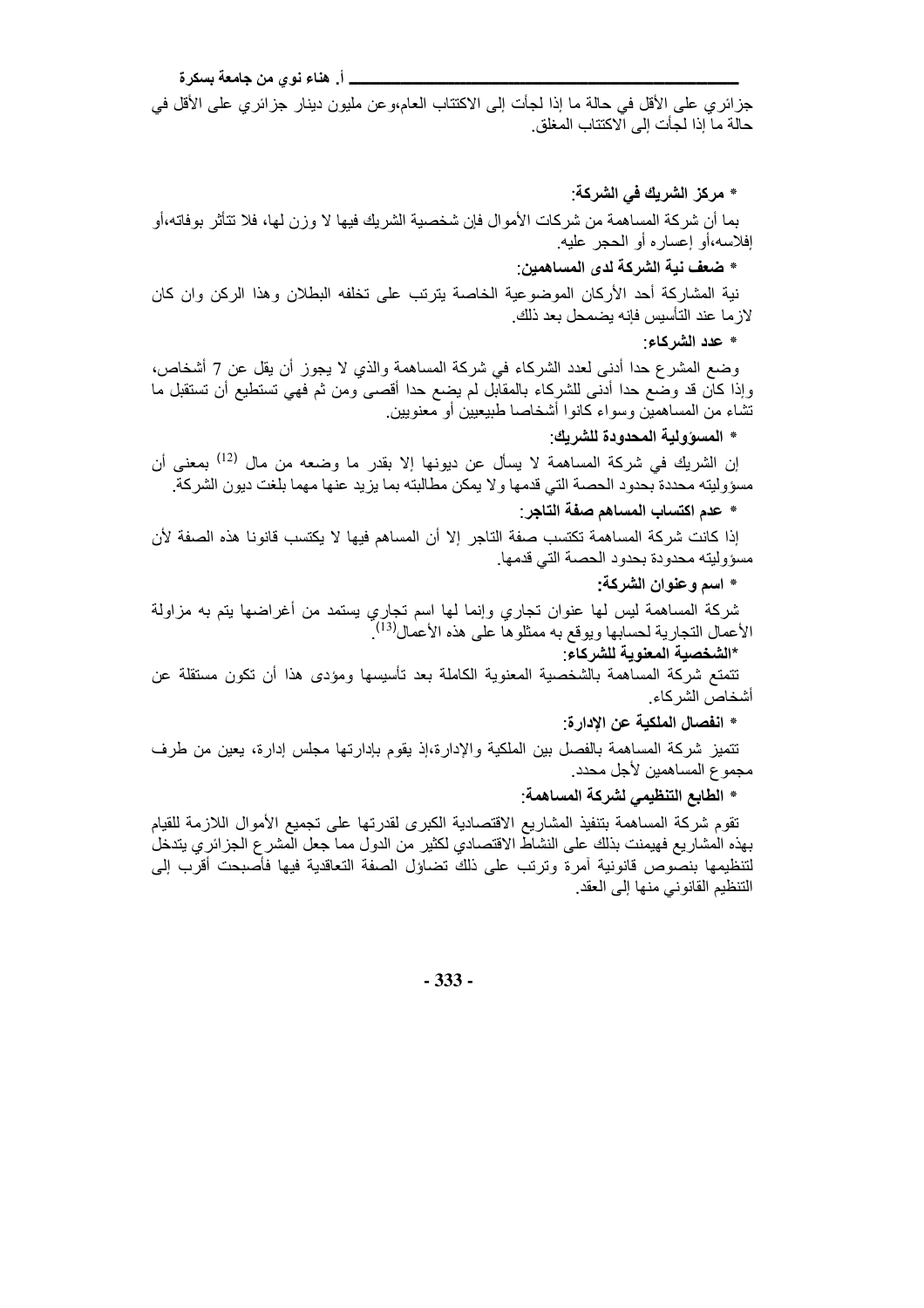جزائري على الأقل في حالة ما إذا لجأت إلى الاكتتاب العام،وعن مليون دينار جزائري على الأقل في حالة ما إذا لجأت إلى الاكتتاب المغلق.

**\* مركز الشريك في الشركة:**

بما أن شركة المساهمة من شركات الأموال فإن شخصية الشريك فيها لا وزن لها، فلا تتأثر بوفاته،أو إفلاسه،أو إعساره أو الحجر عليه.

**\* ضعف نية الشركة لدى المساهمين:**

نية المشاركة أحد الأركان الموضوعية الخاصة يترتب على تخلفه البطلان وهذا الركن وان كان لازما عند التأسيس فإنه يضمحل بعد ذلك.

**\* عدد الشركاء:**

وضع المشرع حدا أدنى لعدد الشركاء في شركة المساهمة والذي لا يجوز أن يقل عن 7 أشخاص، وإذا كان قد وضع حدا أدنى للشركاء بالمقابل لم يضع حدا أقصى ومن ثم فهي تستطيع أن تستقبل ما تشاء من المساهمين وسواء كانوا أشخاصا طبيعيين أو معنويين.

**\* المسؤولية المحدودة للشريك:**

إن الشريك في شركة المساهمة لا يسأل عن ديونها إلا بقدر ما وضعه من مال [12] بمعنى أن مسؤوليته محددة بحدود الحصة التي قدمها ولا يمكن مطالبته بما يزيد عنها مهما بلغت ديون الشركة.

**\* عدم اكتساب المساهم صفة التاجر:**

إذا كانت شركة المساهمة تكتسب صفة التاجر إلا أن المساهم فيها لا يكتسب قانونا هذه الصفة لأن مسؤوليته محدودة بحدود الحصة التي قدمها.

**\* اسم وعنوان الشركة:**

شركة المساهمة ليس لها عنوان تجاري وإنما لها اسم تجاري يستمد من أغراضها يتم به مزاولة الأعمال التجارية لحسابها ويوقع به ممثلوها على هذه الأعمال[13].

**\*الشخصية المعنوية للشركاء:**

تتمتع شركة المساهمة بالشخصية المعنوية الكاملة بعد تأسيسها ومؤدى هذا أن تكون مستقلة عن أشخاص الشركاء.

**\* انفصال الملكية عن الإدارة:**

تتميز شركة المساهمة بالفصل بين الملكية والإدارة،إذ يقوم بإدارتها مجلس إدارة، يعين من طرف مجموع المساهمين لأجل محدد.

**\* الطابع التنظيمي لشركة المساهمة:**

تقوم شركة المساهمة بتنفيذ المشاريع الاقتصادية الكبرى لقدرتها على تجميع الأموال اللازمة للقيام بهذه المشاريع فهيمنت بذلك على النشاط الاقتصادي لكثير من الدول مما جعل المشرع الجزائري يتدخل لتنظيمها بنصوص قانونية آمرة وترتب على ذلك تضاؤل الصفة التعاقدية فيها فأصبحت أقرب إلى التنظيم القانوني منها إلى العقد.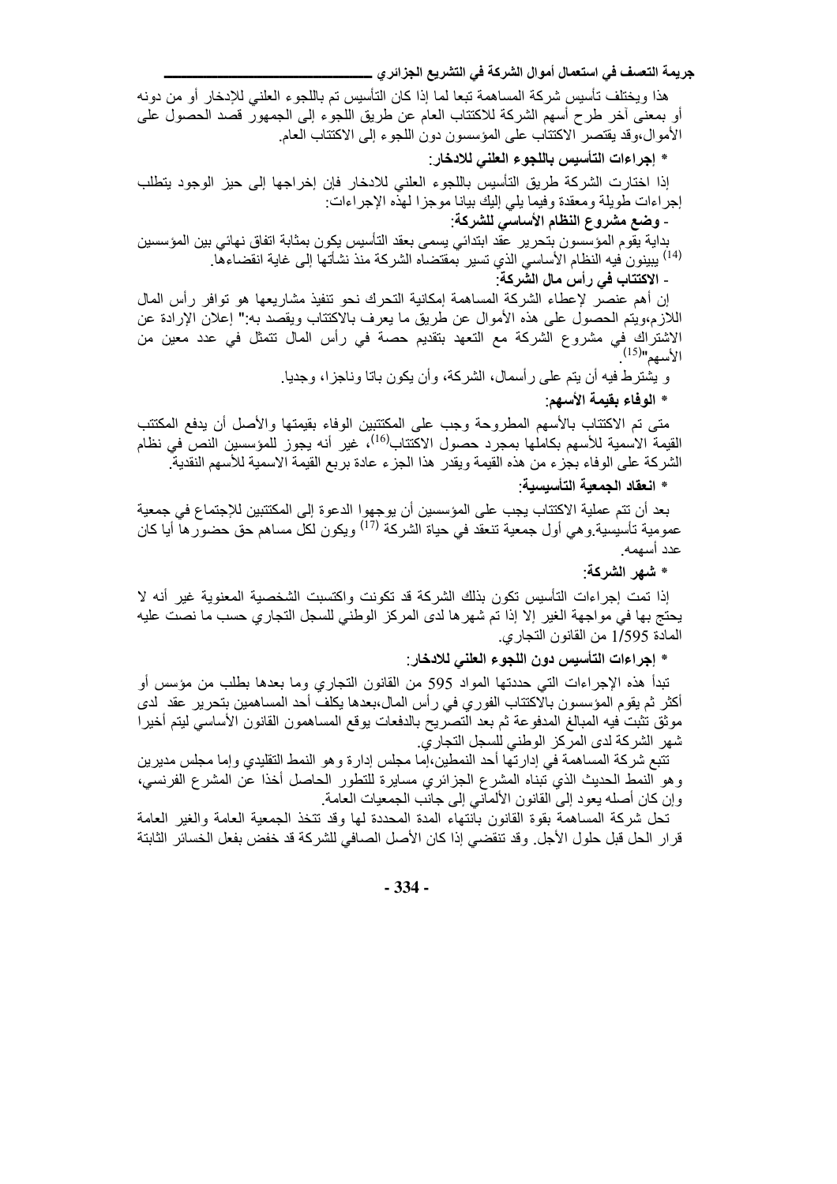هذا ويختلف تأسيس شركة المساهمة تبعا لما إذا كان التأسيس تم باللجوء العلني للإدخار أو من دونه أو بمعنى آخر طرح أسهم الشركة للاكتتاب العام عن طريق اللجوء إلى الجمهور قصد الحصول على الأموال،وقد يقتصر الاكتتاب على المؤسسون دون اللجوء إلى الاكتتاب العام.

**\* إجراءات التأسيس باللجوء العلني للادخار:**

إذا اختارت الشركة طريق التأسيس باللجوء العلني للادخار فإن إخراجها إلى حيز الوجود يتطلب إجراءات طويلة ومعقدة وفيما يلي إليك بيانا موجزا لهذه الإجراءات:

**- وضع مشروع النظام الأساسي للشركة:**

بداية يقوم المؤسسون بتحرير عقد ابتدائي يسمى بعقد التأسيس يكون بمثابة اتفاق نهائي بين المؤسسين يبينون فيه النظام الأساسي الذي تسير بمقتضاه الشركة منذ نشأتها إلى غاية انقضاءها.[14]

**- الاكتتاب في رأس مال الشركة:**

إن أهم عنصر لإعطاء الشركة المساهمة إمكانية التحرك نحو تنفيذ مشاريعها هو توافر رأس المال اللازم،ويتم الحصول على هذه الأموال عن طريق ما يعرف بالاكتتاب ويقصد به:" إعلان الإرادة عن الاشتراك في مشروع الشركة مع التعهد بتقديم حصة في رأس المال تتمثل في عدد معين من الأسهم"[15].

و يشترط فيه أن يتم على رأسمال، الشركة، وأن يكون باتا وناجزا، وجديا.

**\* الوفاء بقيمة الأسهم:**

متى تم الاكتتاب بالأسهم المطروحة وجب على المكتتبين الوفاء بقيمتها والأصل أن يدفع المكتتب القيمة الاسمية للأسهم بكاملها بمجرد حصول الاكتتاب[16]، غير أنه يجوز للمؤسسين النص في نظام الشركة على الوفاء بجزء من هذه القيمة ويقدر هذا الجزء عادة بربع القيمة الاسمية للأسهم النقدية.

**\* انعقاد الجمعية التأسيسية:**

بعد أن تتم عملية الاكتتاب يجب على المؤسسين أن يوجهوا الدعوة إلى المكتتبين للإجتماع في جمعية عمومية تأسيسية.وهي أول جمعية تنعقد في حياة الشركة [17] ويكون لكل مساهم حق حضورها أيا كان عدد أسهمه.

**\* شهر الشركة:**

إذا تمت إجراءات التأسيس تكون بذلك الشركة قد تكونت واكتسبت الشخصية المعنوية غير أنه لا يحتج بها في مواجهة الغير إلا إذا تم شهرها لدى المركز الوطني للسجل التجاري حسب ما نصت عليه المادة 1/595 من القانون التجاري.

**\* إجراءات التأسيس دون اللجوء العلني للادخار:**

تبدأ هذه الإجراءات التي حددتها المواد 595 من القانون التجاري وما بعدها بطلب من مؤسس أو أكثر ثم يقوم المؤسسون بالاكتتاب الفوري في رأس المال،بعدها يكلف أحد المساهمين بتحرير عقد لدى موثق تثبت فيه المبالغ المدفوعة ثم بعد التصريح بالدفعات يوقع المساهمون القانون الأساسي ليتم أخيرا شهر الشركة لدى المركز الوطني للسجل التجاري.

تتبع شركة المساهمة في إدارتها أحد النمطين،إما مجلس إدارة وهو النمط التقليدي وإما مجلس مديرين وهو النمط الحديث الذي تبناه المشرع الجزائري مسايرة للتطور الحاصل أخذا عن المشرع الفرنسي، وإن كان أصله يعود إلى القانون الألماني إلى جانب الجمعيات العامة.

تحل شركة المساهمة بقوة القانون بانتهاء المدة المحددة لها وقد تتخذ الجمعية العامة والغير العامة قرار الحل قبل حلول الأجل. وقد تنقضي إذا كان الأصل الصافي للشركة قد خفض بفعل الخسائر الثابتة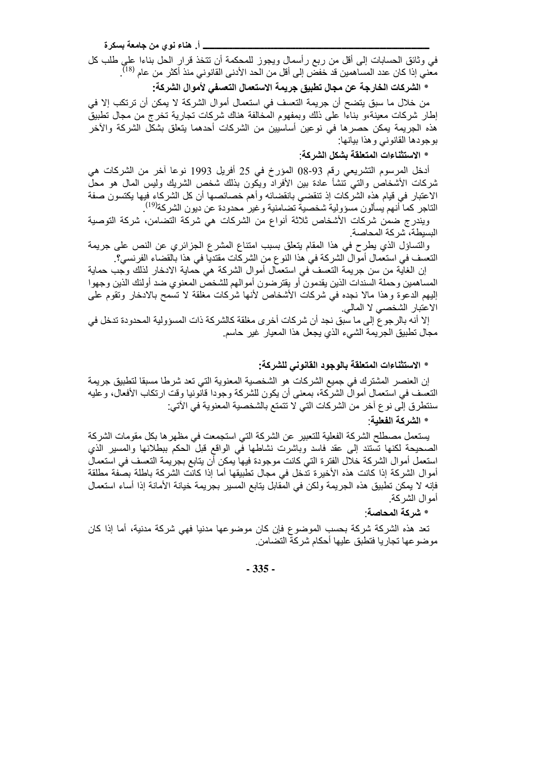في وثائق الحسابات إلى أقل من ربع رأسمال ويجوز للمحكمة أن تتخذ قرار الحل بناءا على طلب كل معني إذا كان عدد المساهمين قد خفض إلى أقل من الحد الأدنى القانوني منذ أكثر من عام [18].

**\* الشركات الخارجة عن مجال تطبيق جريمة الاستعمال التعسفي لأموال الشركة:**

من خلال ما سبق يتضح أن جريمة التعسف في استعمال أموال الشركة لا يمكن أن ترتكب إلا في إطار شركات معينة،و بناءا على ذلك وبمفهوم المخالفة هناك شركات تجارية تخرج من مجال تطبيق هذه الجريمة يمكن حصرها في نوعين أساسيين من الشركات أحدهما يتعلق بشكل الشركة والآخر بوجودها القانوني وهذا بيانها:

**\* الاستثناءات المتعلقة بشكل الشركة:**

أدخل المرسوم التشريعي رقم 93-08 المؤرخ في 25 أفريل 1993 نوعا آخر من الشركات هي شركات الأشخاص والتي تنشأ عادة بين الأفراد ويكون بذلك شخص الشريك وليس المال هو محل الاعتبار في قيام هذه الشركات إذ تنقضي بانقضائه وأهم خصائصها أن كل الشركاء فيها يكتسون صفة التاجر كما أنهم يسألون مسؤولية شخصية تضامنية وغير محدودة عن ديون الشركة[19].

ويندرج ضمن شركات الأشخاص ثلاثة أنواع من الشركات هي شركة التضامن، شركة التوصية البسيطة، شركة المحاصة.

والتساؤل الذي يطرح في هذا المقام يتعلق بسبب امتناع المشرع الجزائري عن النص على جريمة التعسف في استعمال أموال الشركة في هذا النوع من الشركات مقتديا في هذا بالقضاء الفرنسي؟.

إن الغاية من سن جريمة التعسف في استعمال أموال الشركة هي حماية الادخار لذلك وجب حماية المساهمين وحملة السندات الذين يقدمون أو يقترضون أموالهم للشخص المعنوي ضد أولئك الذين وجهوا إليهم الدعوة وهذا مالا نجده في شركات الأشخاص لأنها شركات مغلقة لا تسمح بالادخار وتقوم على الاعتبار الشخصي لا المالي.

إلا أنه بالرجوع إلى ما سبق نجد أن شركات أخرى مغلقة كالشركة ذات المسؤولية المحدودة تدخل في مجال تطبيق الجريمة الشيء الذي يجعل هذا المعيار غير حاسم.

**\* الاستثناءات المتعلقة بالوجود القانوني للشركة:**

إن العنصر المشترك في جميع الشركات هو الشخصية المعنوية التي تعد شرطا مسبقا لتطبيق جريمة التعسف في استعمال أموال الشركة، بمعنى أن يكون للشركة وجودا قانونيا وقت ارتكاب الأفعال، وعليه سنتطرق إلى نوع آخر من الشركات التي لا تتمتع بالشخصية المعنوية في الآتي:

**\* الشركة الفعلية:**

يستعمل مصطلح الشركة الفعلية للتعبير عن الشركة التي استجمعت في مظهرها بكل مقومات الشركة الصحيحة لكنها تستند إلى عقد فاسد وباشرت نشاطها في الواقع قبل الحكم ببطلانها والمسير الذي استعمل أموال الشركة خلال الفترة التي كانت موجودة فيها يمكن أن يتابع بجريمة التعسف في استعمال أموال الشركة إذا كانت هذه الأخيرة تدخل في مجال تطبيقها أما إذا كانت الشركة باطلة بصفة مطلقة فإنه لا يمكن تطبيق هذه الجريمة ولكن في المقابل يتابع المسير بجريمة خيانة الأمانة إذا أساء استعمال أموال الشركة.

**\* شركة المحاصة:**

تعد هذه الشركة شركة بحسب الموضوع فإن كان موضوعها مدنيا فهي شركة مدنية، أما إذا كان موضوعها تجاريا فتطبق عليها أحكام شركة التضامن.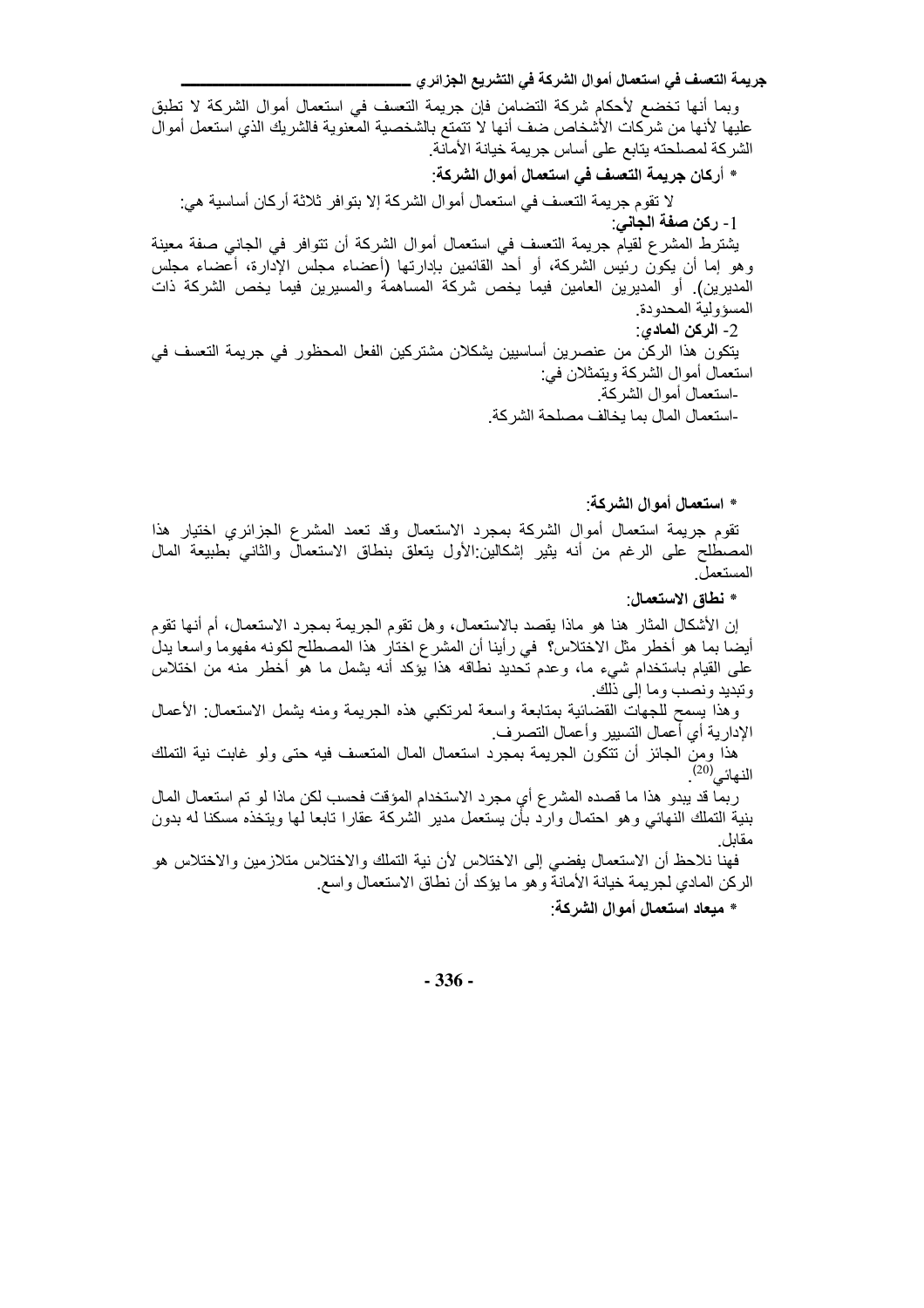وبما أنها تخضع لأحكام شركة التضامن فإن جريمة التعسف في استعمال أموال الشركة لا تطبق عليها لأنها من شركات الأشخاص ضف أنها لا تتمتع بالشخصية المعنوية فالشريك الذي استعمل أموال الشركة لمصلحته يتابع على أساس جريمة خيانة الأمانة.

**\* أركان جريمة التعسف في استعمال أموال الشركة:**

لا تقوم جريمة التعسف في استعمال أموال الشركة إلا بتوافر ثلاثة أركان أساسية هي:

**1- ركن صفة الجاني:**

يشترط المشرع لقيام جريمة التعسف في استعمال أموال الشركة أن تتوافر في الجاني صفة معينة وهو إما أن يكون رئيس الشركة، أو أحد القائمين بإدارتها (أعضاء مجلس الإدارة، أعضاء مجلس المديرين). أو المديرين العامين فيما يخص شركة المساهمة والمسيرين فيما يخص الشركة ذات المسؤولية المحدودة.

**2- الركن المادي:**

يتكون هذا الركن من عنصرين أساسيين يشكلان مشتركين الفعل المحظور في جريمة التعسف في استعمال أموال الشركة ويتمثلان في:

-استعمال أموال الشركة.

-استعمال المال بما يخالف مصلحة الشركة.

**\* استعمال أموال الشركة:**

تقوم جريمة استعمال أموال الشركة بمجرد الاستعمال وقد تعمد المشرع الجزائري اختيار هذا المصطلح على الرغم من أنه يثير إشكالين:الأول يتعلق بنطاق الاستعمال والثاني بطبيعة المال المستعمل.

**\* نطاق الاستعمال:**

إن الأشكال المثار هنا هو ماذا يقصد بالاستعمال، وهل تقوم الجريمة بمجرد الاستعمال، أم أنها تقوم أيضا بما هو أخطر مثل الاختلاس؟ في رأينا أن المشرع اختار هذا المصطلح لكونه مفهوما واسعا يدل على القيام باستخدام شيء ما، وعدم تحديد نطاقه هذا يؤكد أنه يشمل ما هو أخطر منه من اختلاس وتبديد ونصب وما إلى ذلك.

وهذا يسمح للجهات القضائية بمتابعة واسعة لمرتكبي هذه الجريمة ومنه يشمل الاستعمال: الأعمال الإدارية أي أعمال التسيير وأعمال التصرف.

هذا ومن الجائز أن تتكون الجريمة بمجرد استعمال المال المتعسف فيه حتى ولو غابت نية التملك النهائي[20].

ربما قد يبدو هذا ما قصده المشرع أي مجرد الاستخدام المؤقت فحسب لكن ماذا لو تم استعمال المال بنية التملك النهائي وهو احتمال وارد بأن يستعمل مدير الشركة عقارا تابعا لها ويتخذه مسكنا له بدون مقابل.

فهنا نلاحظ أن الاستعمال يفضي إلى الاختلاس لأن نية التملك والاختلاس متلازمين والاختلاس هو الركن المادي لجريمة خيانة الأمانة وهو ما يؤكد أن نطاق الاستعمال واسع.

**\* ميعاد استعمال أموال الشركة:**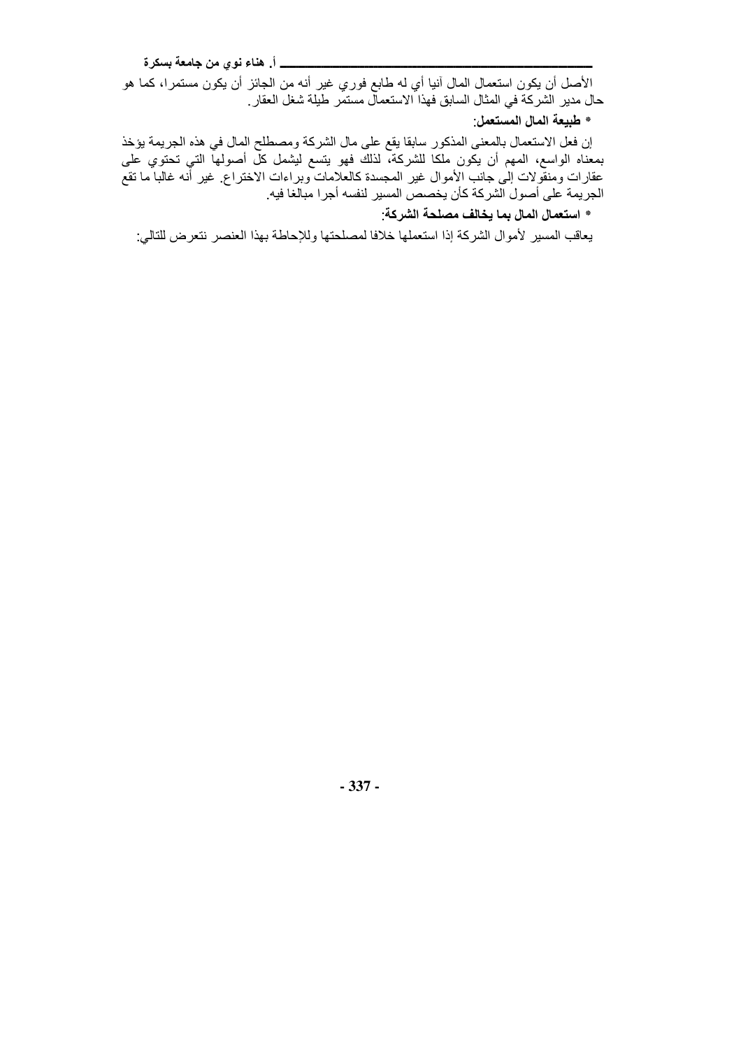الأصل أن يكون استعمال المال آنيا أي له طابع فوري غير أنه من الجائز أن يكون مستمرا، كما هو حال مدير الشركة في المثال السابق فهذا الاستعمال مستمر طيلة شغل العقار.

**\* طبيعة المال المستعمل:**

إن فعل الاستعمال بالمعنى المذكور سابقا يقع على مال الشركة ومصطلح المال في هذه الجريمة يؤخذ بمعناه الواسع، المهم أن يكون ملكا للشركة، لذلك فهو يتسع ليشمل كل أصولها التي تحتوي على عقارات ومنقولات إلى جانب الأموال غير المجسدة كالعلامات وبراءات الاختراع. غير أنه غالبا ما تقع الجريمة على أصول الشركة كأن يخصص المسير لنفسه أجرا مبالغا فيه.

**\* استعمال المال بما يخالف مصلحة الشركة:**

يعاقب المسير لأموال الشركة إذا استعملها خلافا لمصلحتها وللإحاطة بهذا العنصر نتعرض للتالي: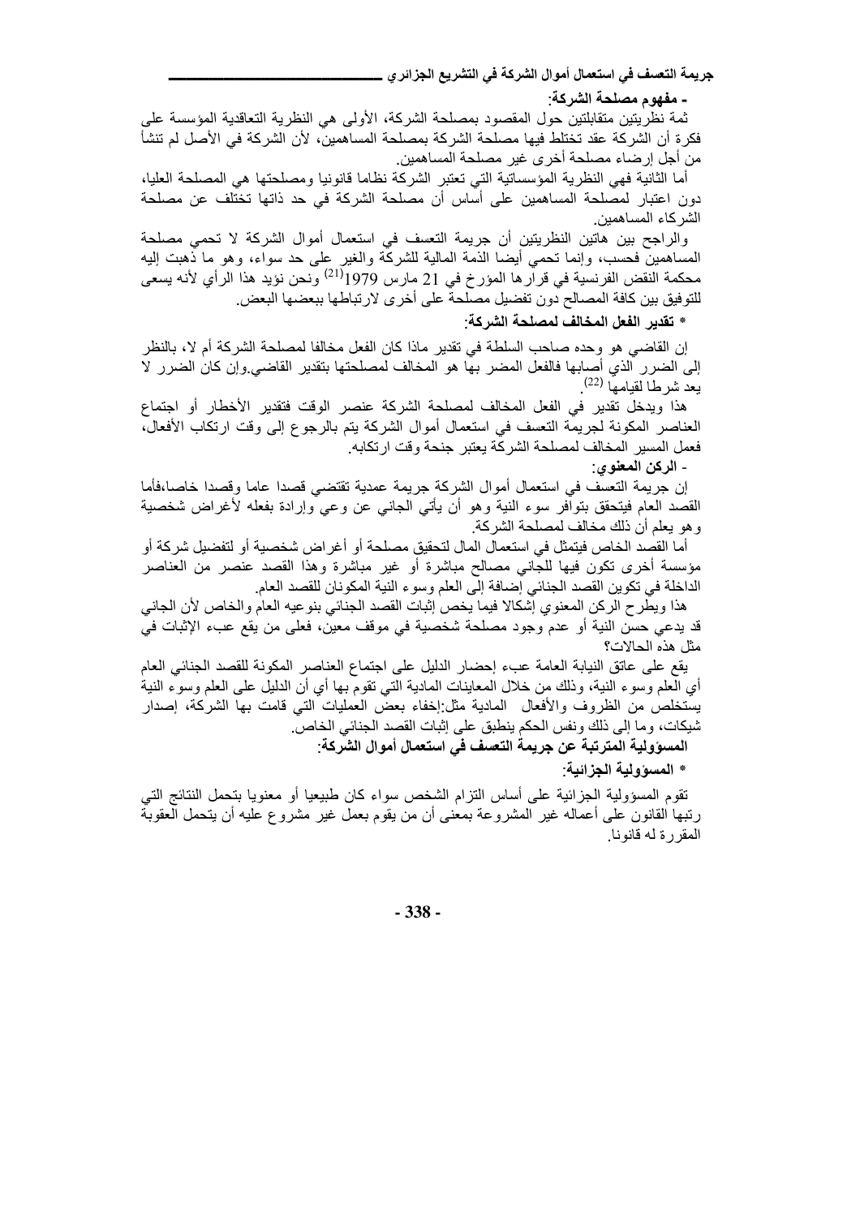**- مفهوم مصلحة الشركة:**

ثمة نظريتين متقابلتين حول المقصود بمصلحة الشركة، الأولى هي النظرية التعاقدية المؤسسة على فكرة أن الشركة عقد تختلط فيها مصلحة الشركة بمصلحة المساهمين، لأن الشركة في الأصل لم تنشأ من أجل إرضاء مصلحة أخرى غير مصلحة المساهمين.

أما الثانية فهي النظرية المؤسساتية التي تعتبر الشركة نظاما قانونيا ومصلحتها هي المصلحة العليا، دون اعتبار لمصلحة المساهمين على أساس أن مصلحة الشركة في حد ذاتها تختلف عن مصلحة الشركاء المساهمين.

والراجح بين هاتين النظريتين أن جريمة التعسف في استعمال أموال الشركة لا تحمي مصلحة المساهمين فحسب، وإنما تحمي أيضا الذمة المالية للشركة والغير على حد سواء، وهو ما ذهبت إليه محكمة النقض الفرنسية في قرارها المؤرخ في 21 مارس 1979[21] ونحن نؤيد هذا الرأي لأنه يسعى للتوفيق بين كافة المصالح دون تفضيل مصلحة على أخرى لارتباطها ببعضها البعض.

**\* تقدير الفعل المخالف لمصلحة الشركة:**

إن القاضي هو وحده صاحب السلطة في تقدير ماذا كان الفعل مخالفا لمصلحة الشركة أم لا، بالنظر إلى الضرر الذي أصابها فالفعل المضر بها هو المخالف لمصلحتها بتقدير القاضي.وإن كان الضرر لا يعد شرطا لقيامها [22].

هذا ويدخل في تقدير الفعل المخالف لمصلحة الشركة عنصر الوقت فتقدير الأخطار أو اجتماع العناصر المكونة لجريمة التعسف في استعمال أموال الشركة يتم بالرجوع إلى وقت ارتكاب الأفعال، فعمل المسير المخالف لمصلحة الشركة يعتبر جنحة وقت ارتكابه.

**- الركن المعنوي:**

إن جريمة التعسف في استعمال أموال الشركة جريمة عمدية تقتضي قصدا عاما وقصدا خاصا،فأما القصد العام فيتحقق بتوافر سوء النية وهو أن يأتي الجاني عن وعي وإرادة بفعله لأغراض شخصية وهو يعلم أن ذلك مخالف لمصلحة الشركة.

أما القصد الخاص فيتمثل في استعمال المال لتحقيق مصلحة أو أغراض شخصية أو لتفضيل شركة أو مؤسسة أخرى تكون فيها للجاني مصالح مباشرة أو غير مباشرة وهذا القصد عنصر من العناصر الداخلة في تكوين القصد الجنائي إضافة إلى العلم وسوء النية المكونان للقصد العام.

هذا ويطرح الركن المعنوي إشكالا فيما يخص إثبات القصد الجنائي بنوعيه العام والخاص لأن الجاني قد يدعي حسن النية أو عدم وجود مصلحة شخصية في موقف معين، فعلى من يقع عبء الإثبات في مثل هذه الحالات؟

يقع على عاتق النيابة العامة عبء إحضار الدليل على اجتماع العناصر المكونة للقصد الجنائي العام أي العلم وسوء النية، وذلك من خلال المعاينات المادية التي تقوم بها أي أن الدليل على العلم وسوء النية يستخلص من الظروف والأفعال المادية مثل:إخفاء بعض العمليات التي قامت بها الشركة، إصدار شيكات، وما إلى ذلك ونفس الحكم ينطبق على إثبات القصد الجنائي الخاص.

**المسؤولية المترتبة عن جريمة التعسف في استعمال أموال الشركة:**

**\* المسؤولية الجزائية:**

تقوم المسؤولية الجزائية على أساس التزام الشخص سواء كان طبيعيا أو معنويا بتحمل النتائج التي رتبها القانون على أعماله غير المشروعة بمعنى أن من يقوم بعمل غير مشروع عليه أن يتحمل العقوبة المقررة له قانونا.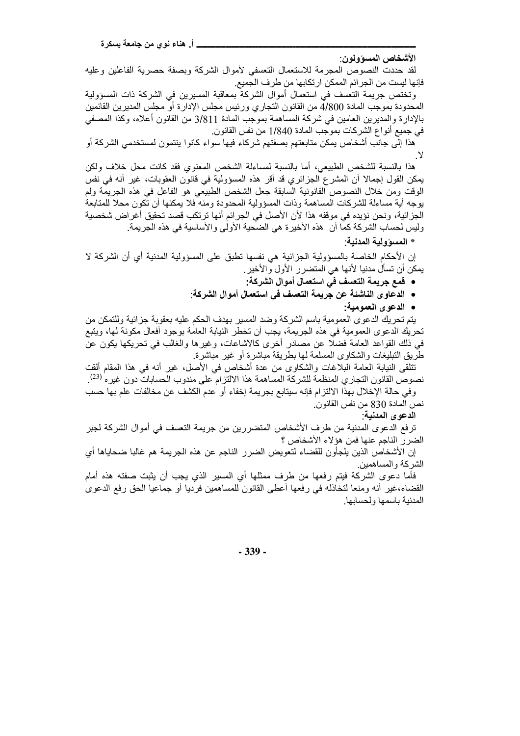**الأشخاص المسؤولون:**

لقد حددت النصوص المجرمة للاستعمال التعسفي لأموال الشركة وبصفة حصرية الفاعلين وعليه فإنها ليست من الجرائم الممكن ارتكابها من طرف الجميع.

وتختص جريمة التعسف في استعمال أموال الشركة بمعاقبة المسيرين في الشركة ذات المسؤولية المحدودة بموجب المادة 4/800 من القانون التجاري ورئيس مجلس الإدارة أو مجلس المديرين القائمين بالإدارة والمديرين العامين في شركة المساهمة بموجب المادة 3/811 من القانون أعلاه، وكذا المصفي في جميع أنواع الشركات بموجب المادة 1/840 من نفس القانون.

هذا إلى جانب أشخاص يمكن متابعتهم بصفتهم شركاء فيها سواء كانوا ينتمون لمستخدمي الشركة أو لا.

هذا بالنسبة للشخص الطبيعي، أما بالنسبة لمساءلة الشخص المعنوي فقد كانت محل خلاف ولكن يمكن القول إجمالا أن المشرع الجزائري قد أقر هذه المسؤولية في قانون العقوبات، غير أنه في نفس الوقت ومن خلال النصوص القانونية السابقة جعل الشخص الطبيعي هو الفاعل في هذه الجريمة ولم يوجه أية مساءلة للشركات المساهمة وذات المسؤولية المحدودة ومنه فلا يمكنها أن تكون محلا للمتابعة الجزائية، ونحن نؤيده في موقفه هذا لأن الأصل في الجرائم أنها ترتكب قصد تحقيق أغراض شخصية وليس لحساب الشركة كما أن هذه الأخيرة هي الضحية الأولى والأساسية في هذه الجريمة.

**\* المسؤولية المدنية:**

إن الأحكام الخاصة بالمسؤولية الجزائية هي نفسها تطبق على المسؤولية المدنية أي أن الشركة لا يمكن أن تسأل مدنيا لأنها هي المتضرر الأول والأخير.

- **قمع جريمة التعسف في استعمال أموال الشركة:**
- **الدعاوى الناشئة عن جريمة التعسف في استعمال أموال الشركة:**
- **الدعوى العمومية:**

يتم تحريك الدعوى العمومية باسم الشركة وضد المسير بهدف الحكم عليه بعقوبة جزائية وللتمكن من تحريك الدعوى العمومية في هذه الجريمة، يجب أن تخطر النيابة العامة بوجود أفعال مكونة لها، ويتبع في ذلك القواعد العامة فضلا عن مصادر أخرى كالاشاعات، وغيرها والغالب في تحريكها يكون عن طريق التبليغات والشكاوى المسلمة لها بطريقة مباشرة أو غير مباشرة.

تتلقى النيابة العامة البلاغات والشكاوى من عدة أشخاص في الأصل، غير أنه في هذا المقام ألقت نصوص القانون التجاري المنظمة للشركة المساهمة هذا الالتزام على مندوب الحسابات دون غيره [23].

وفي حالة الإخلال بهذا الالتزام فإنه سيتابع بجريمة إخفاء أو عدم الكشف عن مخالفات علم بها حسب نص المادة 830 من نفس القانون.

**الدعوى المدنية:**

ترفع الدعوى المدنية من طرف الأشخاص المتضررين من جريمة التعسف في أموال الشركة لجبر الضرر الناجم عنها فمن هؤلاء الأشخاص ؟

إن الأشخاص الذين يلجأون للقضاء لتعويض الضرر الناجم عن هذه الجريمة هم غالبا ضحاياها أي الشركة والمساهمين.

فأما دعوى الشركة فيتم رفعها من طرف ممثلها أي المسير الذي يجب أن يثبت صفته هذه أمام القضاء،غير أنه ومنعا لتخاذله في رفعها أعطى القانون للمساهمين فرديا أو جماعيا الحق رفع الدعوى المدنية باسمها ولحسابها.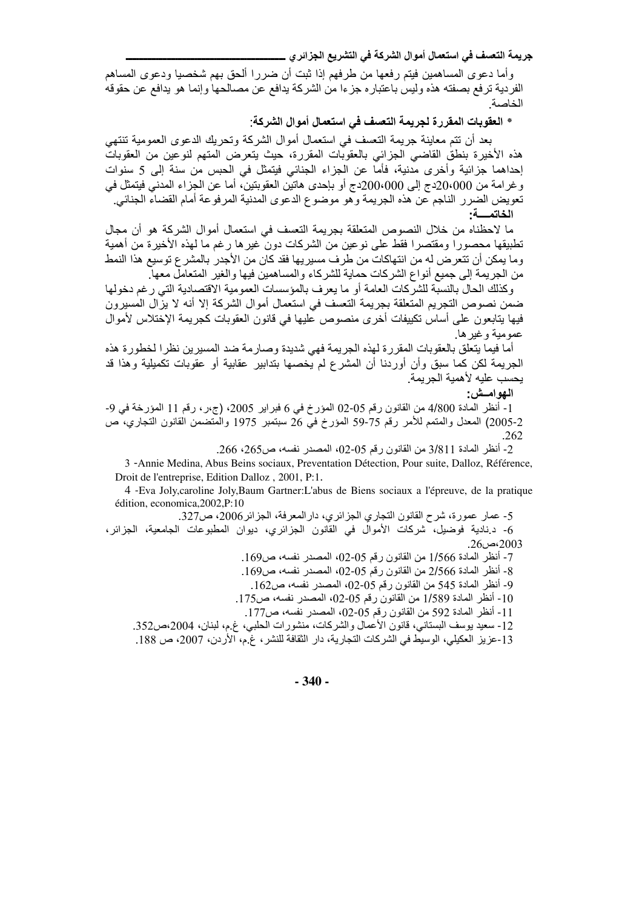وأما دعوى المساهمين فيتم رفعها من طرفهم إذا ثبت أن ضررا ألحق بهم شخصيا ودعوى المساهم الفردية ترفع بصفته هذه وليس باعتباره جزءا من الشركة يدافع عن مصالحها وإنما هو يدافع عن حقوقه الخاصة.

**\* العقوبات المقررة لجريمة التعسف في استعمال أموال الشركة:**

بعد أن تتم معاينة جريمة التعسف في استعمال أموال الشركة وتحريك الدعوى العمومية تنتهي هذه الأخيرة بنطق القاضي الجزائي بالعقوبات المقررة، حيث يتعرض المتهم لنوعين من العقوبات إحداهما جزائية وأخرى مدنية، فأما عن الجزاء الجنائي فيتمثل في الحبس من سنة إلى 5 سنوات وغرامة من 20،000دج إلى 200،000دج أو بإحدى هاتين العقوبتين، أما عن الجزاء المدني فيتمثل في تعويض الضرر الناجم عن هذه الجريمة وهو موضوع الدعوى المدنية المرفوعة أمام القضاء الجنائي.

**الخاتمـــة:**

ما لاحظناه من خلال النصوص المتعلقة بجريمة التعسف في استعمال أموال الشركة هو أن مجال تطبيقها محصورا ومقتصرا فقط على نوعين من الشركات دون غيرها رغم ما لهذه الأخيرة من أهمية وما يمكن أن تتعرض له من انتهاكات من طرف مسيريها فقد كان من الأجدر بالمشرع توسيع هذا النمط من الجريمة إلى جميع أنواع الشركات حماية للشركاء والمساهمين فيها والغير المتعامل معها.

وكذلك الحال بالنسبة للشركات العامة أو ما يعرف بالمؤسسات العمومية الاقتصادية التي رغم دخولها ضمن نصوص التجريم المتعلقة بجريمة التعسف في استعمال أموال الشركة إلا أنه لا يزال المسيرون فيها يتابعون على أساس تكييفات أخرى منصوص عليها في قانون العقوبات كجريمة الإختلاس لأموال عمومية وغيرها.

أما فيما يتعلق بالعقوبات المقررة لهذه الجريمة فهي شديدة وصارمة ضد المسيرين نظرا لخطورة هذه الجريمة لكن كما سبق وأن أوردنا أن المشرع لم يخصها بتدابير عقابية أو عقوبات تكميلية وهذا قد يحسب عليه لأهمية الجريمة.

**الهوامــش:**

1- أنظر المادة 4/800 من القانون رقم 05-02 المؤرخ في 6 فبراير 2005، (ج،ر، رقم 11 المؤرخة في 9-2-2005) المعدل والمتمم للأمر رقم 75-59 المؤرخ في 26 سبتمبر 1975 والمتضمن القانون التجاري، ص 262.

2- أنظر المادة 3/811 من القانون رقم 05-02، المصدر نفسه، ص265، 266.

3 -Annie Medina, Abus Beins sociaux, Preventation Détection, Pour suite, Dalloz, Référence, Droit de l'entreprise, Edition Dalloz , 2001, P:1.

4 -Eva Joly,caroline Joly,Baum Gartner:L'abus de Biens sociaux a l'épreuve, de la pratique édition, economica,2002,P:10

5- عمار عمورة، شرح القانون التجاري الجزائري، دارالمعرفة، الجزائر2006، ص327.

6- د.نادية فوضيل، شركات الأموال في القانون الجزائري، ديوان المطبوعات الجامعية، الجزائر، 2003،ص26.

7- أنظر المادة 1/566 من القانون رقم 05-02، المصدر نفسه، ص169.

8- أنظر المادة 2/566 من القانون رقم 05-02، المصدر نفسه، ص169.

9- أنظر المادة 545 من القانون رقم 05-02، المصدر نفسه، ص162.

10- أنظر المادة 1/589 من القانون رقم 05-02، المصدر نفسه، ص175.

11- أنظر المادة 592 من القانون رقم 05-02، المصدر نفسه، ص177.

12- سعيد يوسف البستاني، قانون الأعمال والشركات، منشورات الحلبي، غ.م، لبنان، 2004،ص352.

13-عزيز العكيلي، الوسيط في الشركات التجارية، دار الثقافة للنشر، غ.م، الأردن، 2007، ص 188.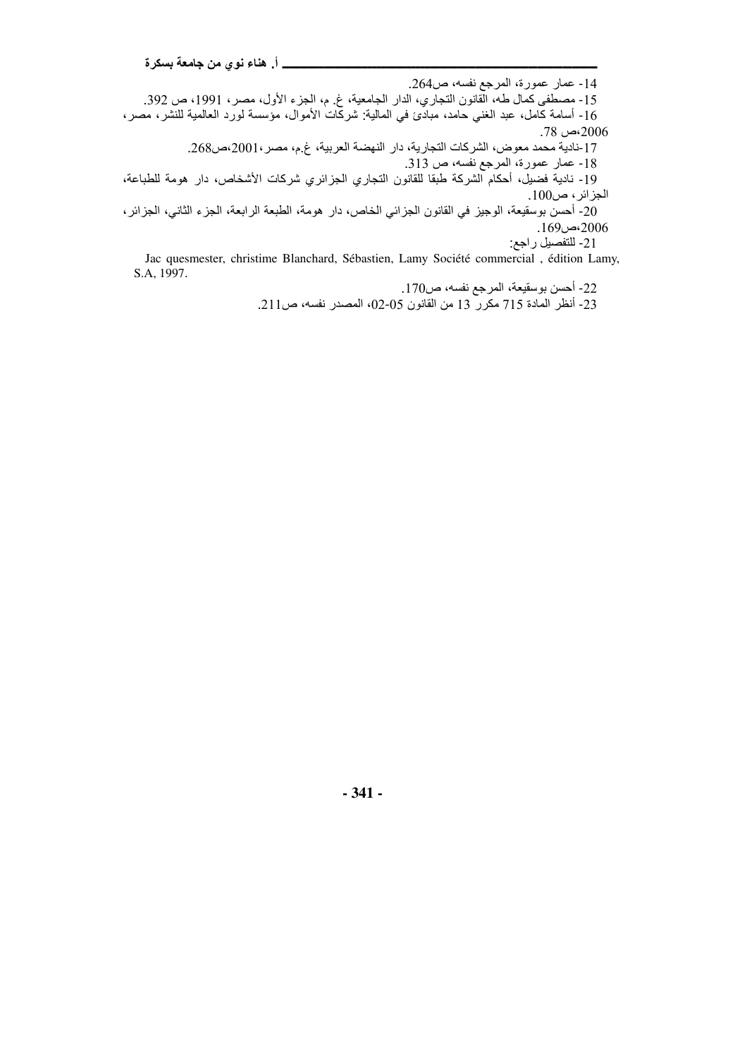14- عمار عمورة، المرجع نفسه، ص264.

15- مصطفى كمال طه، القانون التجاري، الدار الجامعية، غ. م، الجزء الأول، مصر، 1991، ص 392.

16- أسامة كامل، عبد الغني حامد، مبادئ في المالية: شركات الأموال، مؤسسة لورد العالمية للنشر، مصر، 2006،ص 78.

17-نادية محمد معوض، الشركات التجارية، دار النهضة العربية، غ.م، مصر،2001،ص268.

18- عمار عمورة، المرجع نفسه، ص 313.

19- نادية فضيل، أحكام الشركة طبقا للقانون التجاري الجزائري شركات الأشخاص، دار هومة للطباعة، الجزائر، ص100.

20- أحسن بوسقيعة، الوجيز في القانون الجزائي الخاص، دار هومة، الطبعة الرابعة، الجزء الثاني، الجزائر، 2006،ص169.

21- للتفصيل راجع:

Jac quesmester, christime Blanchard, Sébastien, Lamy Société commercial , édition Lamy, S.A, 1997.

22- أحسن بوسقيعة، المرجع نفسه، ص170.

23- أنظر المادة 715 مكرر 13 من القانون 05-02، المصدر نفسه، ص211.